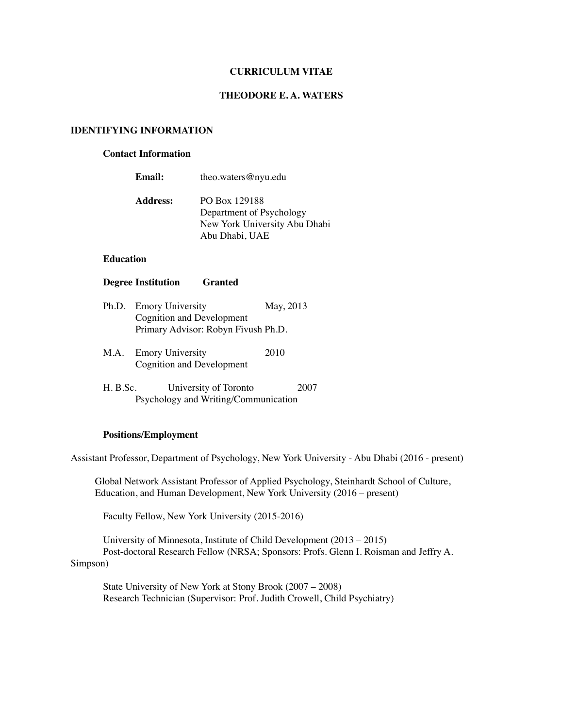# CURRICULUM VITAE

## THEODORE E. A. WATERS

## IDENTIFYING INFORMATION

### Contact Information

**Email:** theo.waters@nyu.edu

**Address:** PO Box 129188
Department of Psychology
New York University Abu Dhabi
Abu Dhabi, UAE

### Education

| Degree | Institution | Granted |
|---|---|---|
| Ph.D. | Emory University<br>Cognition and Development<br>Primary Advisor: Robyn Fivush Ph.D. | May, 2013 |
| M.A. | Emory University<br>Cognition and Development | 2010 |
| H. B.Sc. | University of Toronto<br>Psychology and Writing/Communication | 2007 |

### Positions/Employment

Assistant Professor, Department of Psychology, New York University - Abu Dhabi (2016 - present)

Global Network Assistant Professor of Applied Psychology, Steinhardt School of Culture, Education, and Human Development, New York University (2016 – present)

Faculty Fellow, New York University (2015-2016)

University of Minnesota, Institute of Child Development (2013 – 2015)
Post-doctoral Research Fellow (NRSA; Sponsors: Profs. Glenn I. Roisman and Jeffry A. Simpson)

State University of New York at Stony Brook (2007 – 2008)
Research Technician (Supervisor: Prof. Judith Crowell, Child Psychiatry)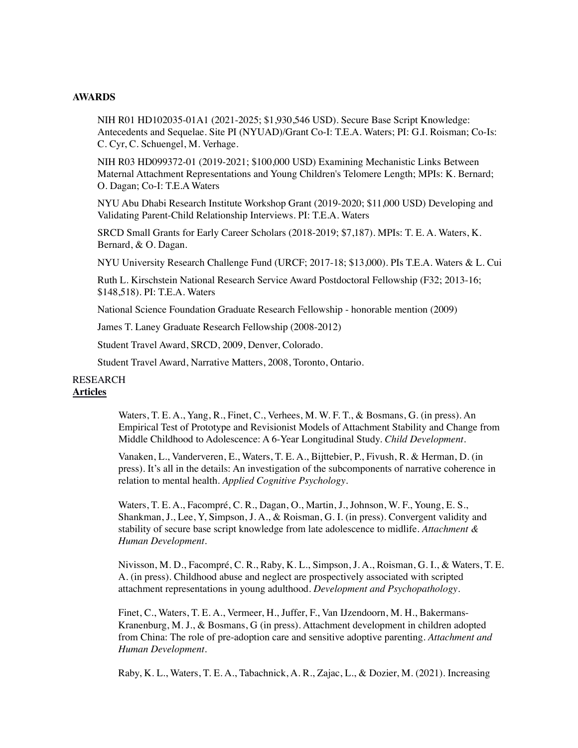## AWARDS

NIH R01 HD102035-01A1 (2021-2025; $1,930,546 USD). Secure Base Script Knowledge: Antecedents and Sequelae. Site PI (NYUAD)/Grant Co-I: T.E.A. Waters; PI: G.I. Roisman; Co-Is: C. Cyr, C. Schuengel, M. Verhage.

NIH R03 HD099372-01 (2019-2021; $100,000 USD) Examining Mechanistic Links Between Maternal Attachment Representations and Young Children's Telomere Length; MPIs: K. Bernard; O. Dagan; Co-I: T.E.A Waters

NYU Abu Dhabi Research Institute Workshop Grant (2019-2020; $11,000 USD) Developing and Validating Parent-Child Relationship Interviews. PI: T.E.A. Waters

SRCD Small Grants for Early Career Scholars (2018-2019; $7,187). MPIs: T. E. A. Waters, K. Bernard, & O. Dagan.

NYU University Research Challenge Fund (URCF; 2017-18; $13,000). PIs T.E.A. Waters & L. Cui

Ruth L. Kirschstein National Research Service Award Postdoctoral Fellowship (F32; 2013-16; $148,518). PI: T.E.A. Waters

National Science Foundation Graduate Research Fellowship - honorable mention (2009)

James T. Laney Graduate Research Fellowship (2008-2012)

Student Travel Award, SRCD, 2009, Denver, Colorado.

Student Travel Award, Narrative Matters, 2008, Toronto, Ontario.

RESEARCH

**Articles**

Waters, T. E. A., Yang, R., Finet, C., Verhees, M. W. F. T., & Bosmans, G. (in press). An Empirical Test of Prototype and Revisionist Models of Attachment Stability and Change from Middle Childhood to Adolescence: A 6-Year Longitudinal Study. *Child Development*.

Vanaken, L., Vanderveren, E., Waters, T. E. A., Bijttebier, P., Fivush, R. & Herman, D. (in press). It's all in the details: An investigation of the subcomponents of narrative coherence in relation to mental health. *Applied Cognitive Psychology*.

Waters, T. E. A., Facompré, C. R., Dagan, O., Martin, J., Johnson, W. F., Young, E. S., Shankman, J., Lee, Y, Simpson, J. A., & Roisman, G. I. (in press). Convergent validity and stability of secure base script knowledge from late adolescence to midlife. *Attachment & Human Development*.

Nivisson, M. D., Facompré, C. R., Raby, K. L., Simpson, J. A., Roisman, G. I., & Waters, T. E. A. (in press). Childhood abuse and neglect are prospectively associated with scripted attachment representations in young adulthood. *Development and Psychopathology*.

Finet, C., Waters, T. E. A., Vermeer, H., Juffer, F., Van IJzendoorn, M. H., Bakermans-Kranenburg, M. J., & Bosmans, G (in press). Attachment development in children adopted from China: The role of pre-adoption care and sensitive adoptive parenting. *Attachment and Human Development*.

Raby, K. L., Waters, T. E. A., Tabachnick, A. R., Zajac, L., & Dozier, M. (2021). Increasing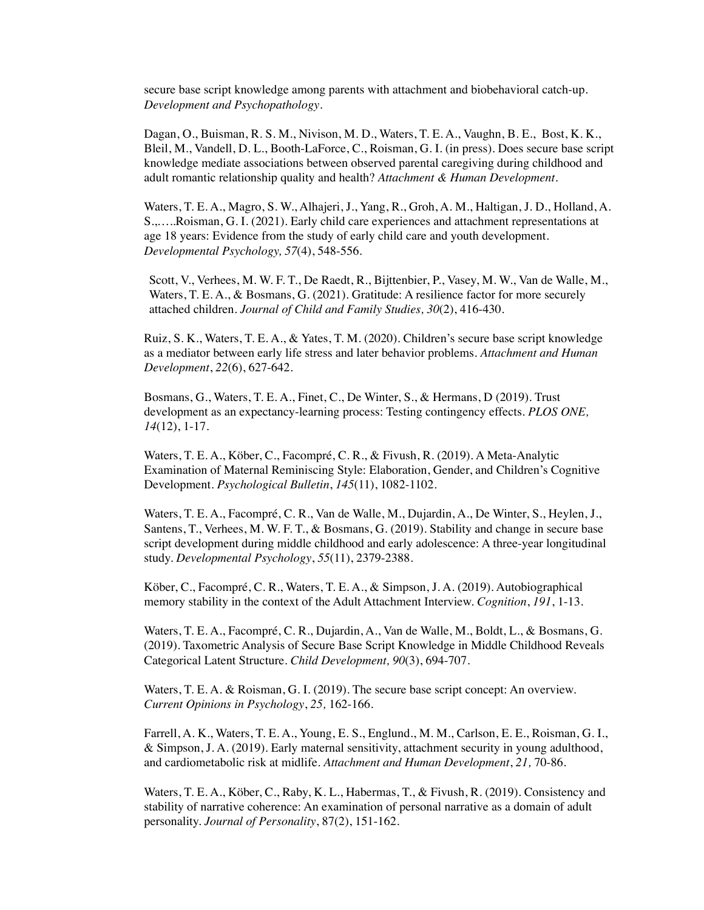secure base script knowledge among parents with attachment and biobehavioral catch-up. *Development and Psychopathology*.

Dagan, O., Buisman, R. S. M., Nivison, M. D., Waters, T. E. A., Vaughn, B. E., Bost, K. K., Bleil, M., Vandell, D. L., Booth-LaForce, C., Roisman, G. I. (in press). Does secure base script knowledge mediate associations between observed parental caregiving during childhood and adult romantic relationship quality and health? *Attachment & Human Development*.

Waters, T. E. A., Magro, S. W., Alhajeri, J., Yang, R., Groh, A. M., Haltigan, J. D., Holland, A. S.,.….Roisman, G. I. (2021). Early child care experiences and attachment representations at age 18 years: Evidence from the study of early child care and youth development. *Developmental Psychology, 57*(4), 548-556.

Scott, V., Verhees, M. W. F. T., De Raedt, R., Bijttenbier, P., Vasey, M. W., Van de Walle, M., Waters, T. E. A., & Bosmans, G. (2021). Gratitude: A resilience factor for more securely attached children. *Journal of Child and Family Studies, 30*(2), 416-430.

Ruiz, S. K., Waters, T. E. A., & Yates, T. M. (2020). Children's secure base script knowledge as a mediator between early life stress and later behavior problems. *Attachment and Human Development*, *22*(6), 627-642.

Bosmans, G., Waters, T. E. A., Finet, C., De Winter, S., & Hermans, D (2019). Trust development as an expectancy-learning process: Testing contingency effects. *PLOS ONE, 14*(12), 1-17.

Waters, T. E. A., Köber, C., Facompré, C. R., & Fivush, R. (2019). A Meta-Analytic Examination of Maternal Reminiscing Style: Elaboration, Gender, and Children's Cognitive Development. *Psychological Bulletin*, *145*(11), 1082-1102.

Waters, T. E. A., Facompré, C. R., Van de Walle, M., Dujardin, A., De Winter, S., Heylen, J., Santens, T., Verhees, M. W. F. T., & Bosmans, G. (2019). Stability and change in secure base script development during middle childhood and early adolescence: A three-year longitudinal study. *Developmental Psychology*, *55*(11), 2379-2388.

Köber, C., Facompré, C. R., Waters, T. E. A., & Simpson, J. A. (2019). Autobiographical memory stability in the context of the Adult Attachment Interview. *Cognition*, *191*, 1-13.

Waters, T. E. A., Facompré, C. R., Dujardin, A., Van de Walle, M., Boldt, L., & Bosmans, G. (2019). Taxometric Analysis of Secure Base Script Knowledge in Middle Childhood Reveals Categorical Latent Structure. *Child Development, 90*(3), 694-707.

Waters, T. E. A. & Roisman, G. I. (2019). The secure base script concept: An overview. *Current Opinions in Psychology*, *25,* 162-166.

Farrell, A. K., Waters, T. E. A., Young, E. S., Englund., M. M., Carlson, E. E., Roisman, G. I., & Simpson, J. A. (2019). Early maternal sensitivity, attachment security in young adulthood, and cardiometabolic risk at midlife. *Attachment and Human Development*, *21,* 70-86.

Waters, T. E. A., Köber, C., Raby, K. L., Habermas, T., & Fivush, R. (2019). Consistency and stability of narrative coherence: An examination of personal narrative as a domain of adult personality. *Journal of Personality*, 87(2), 151-162.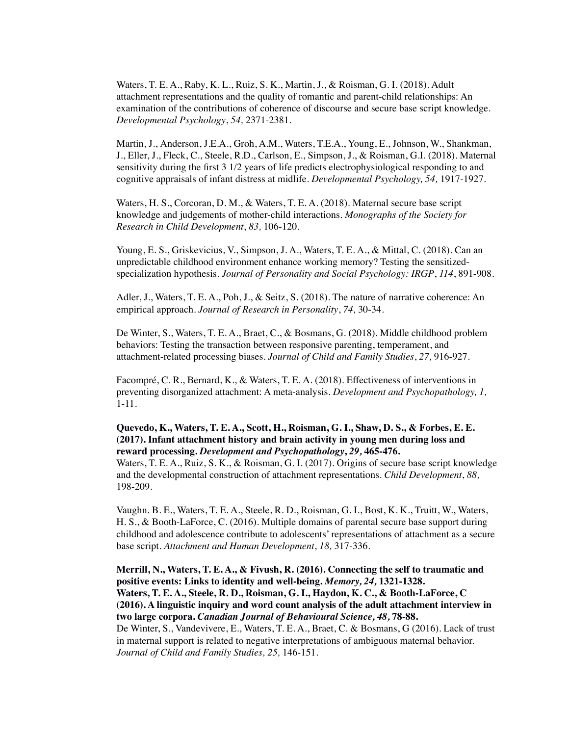Waters, T. E. A., Raby, K. L., Ruiz, S. K., Martin, J., & Roisman, G. I. (2018). Adult attachment representations and the quality of romantic and parent-child relationships: An examination of the contributions of coherence of discourse and secure base script knowledge. *Developmental Psychology*, *54,* 2371-2381.

Martin, J., Anderson, J.E.A., Groh, A.M., Waters, T.E.A., Young, E., Johnson, W., Shankman, J., Eller, J., Fleck, C., Steele, R.D., Carlson, E., Simpson, J., & Roisman, G.I. (2018). Maternal sensitivity during the first 3 1/2 years of life predicts electrophysiological responding to and cognitive appraisals of infant distress at midlife. *Developmental Psychology, 54,* 1917-1927.

Waters, H. S., Corcoran, D. M., & Waters, T. E. A. (2018). Maternal secure base script knowledge and judgements of mother-child interactions. *Monographs of the Society for Research in Child Development*, *83,* 106-120.

Young, E. S., Griskevicius, V., Simpson, J. A., Waters, T. E. A., & Mittal, C. (2018). Can an unpredictable childhood environment enhance working memory? Testing the sensitized-specialization hypothesis. *Journal of Personality and Social Psychology: IRGP*, *114*, 891-908.

Adler, J., Waters, T. E. A., Poh, J., & Seitz, S. (2018). The nature of narrative coherence: An empirical approach. *Journal of Research in Personality*, *74,* 30-34.

De Winter, S., Waters, T. E. A., Braet, C., & Bosmans, G. (2018). Middle childhood problem behaviors: Testing the transaction between responsive parenting, temperament, and attachment-related processing biases. *Journal of Child and Family Studies*, *27,* 916-927.

Facompré, C. R., Bernard, K., & Waters, T. E. A. (2018). Effectiveness of interventions in preventing disorganized attachment: A meta-analysis. *Development and Psychopathology, 1,* 1-11.

**Quevedo, K., Waters, T. E. A., Scott, H., Roisman, G. I., Shaw, D. S., & Forbes, E. E. (2017). Infant attachment history and brain activity in young men during loss and reward processing. *Development and Psychopathology*, *29,* 465-476.**

Waters, T. E. A., Ruiz, S. K., & Roisman, G. I. (2017). Origins of secure base script knowledge and the developmental construction of attachment representations. *Child Development*, *88,* 198-209.

Vaughn. B. E., Waters, T. E. A., Steele, R. D., Roisman, G. I., Bost, K. K., Truitt, W., Waters, H. S., & Booth-LaForce, C. (2016). Multiple domains of parental secure base support during childhood and adolescence contribute to adolescents' representations of attachment as a secure base script. *Attachment and Human Development*, *18,* 317-336.

**Merrill, N., Waters, T. E. A., & Fivush, R. (2016). Connecting the self to traumatic and positive events: Links to identity and well-being. *Memory, 24,* 1321-1328.**

**Waters, T. E. A., Steele, R. D., Roisman, G. I., Haydon, K. C., & Booth-LaForce, C (2016). A linguistic inquiry and word count analysis of the adult attachment interview in two large corpora. *Canadian Journal of Behavioural Science, 48,* 78-88.**

De Winter, S., Vandevivere, E., Waters, T. E. A., Braet, C. & Bosmans, G (2016). Lack of trust in maternal support is related to negative interpretations of ambiguous maternal behavior. *Journal of Child and Family Studies, 25,* 146-151.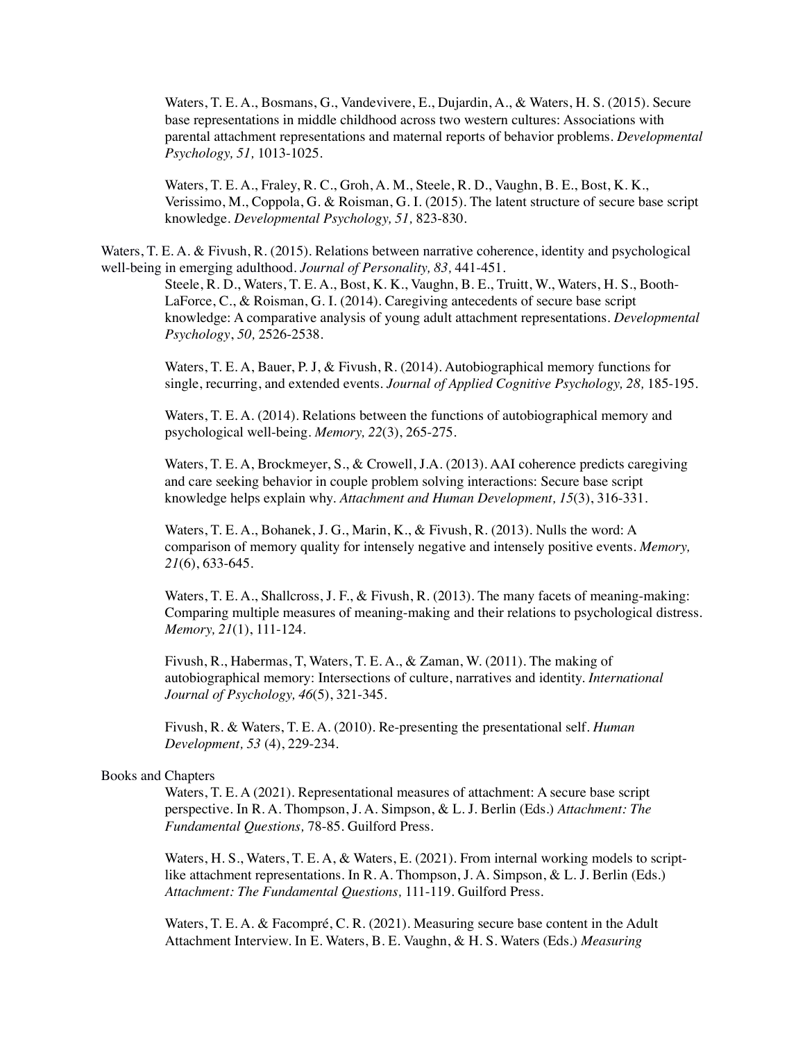Waters, T. E. A., Bosmans, G., Vandevivere, E., Dujardin, A., & Waters, H. S. (2015). Secure base representations in middle childhood across two western cultures: Associations with parental attachment representations and maternal reports of behavior problems. *Developmental Psychology, 51,* 1013-1025.

Waters, T. E. A., Fraley, R. C., Groh, A. M., Steele, R. D., Vaughn, B. E., Bost, K. K., Verissimo, M., Coppola, G. & Roisman, G. I. (2015). The latent structure of secure base script knowledge. *Developmental Psychology, 51,* 823-830.

Waters, T. E. A. & Fivush, R. (2015). Relations between narrative coherence, identity and psychological well-being in emerging adulthood. *Journal of Personality, 83,* 441-451.

Steele, R. D., Waters, T. E. A., Bost, K. K., Vaughn, B. E., Truitt, W., Waters, H. S., Booth-LaForce, C., & Roisman, G. I. (2014). Caregiving antecedents of secure base script knowledge: A comparative analysis of young adult attachment representations. *Developmental Psychology*, *50,* 2526-2538.

Waters, T. E. A, Bauer, P. J, & Fivush, R. (2014). Autobiographical memory functions for single, recurring, and extended events. *Journal of Applied Cognitive Psychology, 28,* 185-195.

Waters, T. E. A. (2014). Relations between the functions of autobiographical memory and psychological well-being. *Memory, 22*(3), 265-275.

Waters, T. E. A, Brockmeyer, S., & Crowell, J.A. (2013). AAI coherence predicts caregiving and care seeking behavior in couple problem solving interactions: Secure base script knowledge helps explain why. *Attachment and Human Development, 15*(3), 316-331.

Waters, T. E. A., Bohanek, J. G., Marin, K., & Fivush, R. (2013). Nulls the word: A comparison of memory quality for intensely negative and intensely positive events. *Memory, 21*(6), 633-645.

Waters, T. E. A., Shallcross, J. F., & Fivush, R. (2013). The many facets of meaning-making: Comparing multiple measures of meaning-making and their relations to psychological distress. *Memory, 21*(1), 111-124.

Fivush, R., Habermas, T, Waters, T. E. A., & Zaman, W. (2011). The making of autobiographical memory: Intersections of culture, narratives and identity. *International Journal of Psychology, 46*(5), 321-345.

Fivush, R. & Waters, T. E. A. (2010). Re-presenting the presentational self. *Human Development*, *53* (4), 229-234.

Books and Chapters

Waters, T. E. A (2021). Representational measures of attachment: A secure base script perspective. In R. A. Thompson, J. A. Simpson, & L. J. Berlin (Eds.) *Attachment: The Fundamental Questions,* 78-85. Guilford Press.

Waters, H. S., Waters, T. E. A, & Waters, E. (2021). From internal working models to script-like attachment representations. In R. A. Thompson, J. A. Simpson, & L. J. Berlin (Eds.) *Attachment: The Fundamental Questions,* 111-119. Guilford Press.

Waters, T. E. A. & Facompré, C. R. (2021). Measuring secure base content in the Adult Attachment Interview. In E. Waters, B. E. Vaughn, & H. S. Waters (Eds.) *Measuring*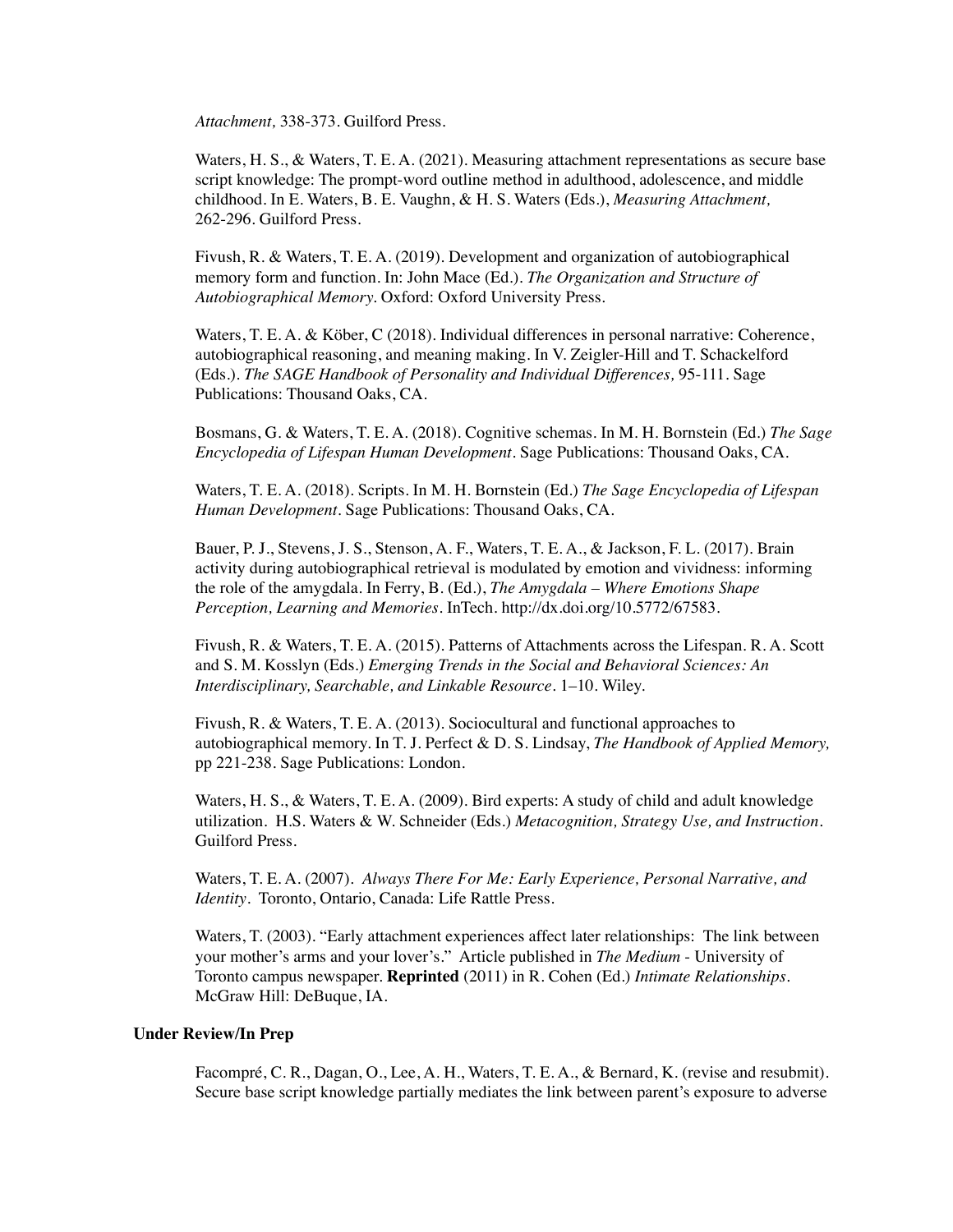*Attachment,* 338-373. Guilford Press.

Waters, H. S., & Waters, T. E. A. (2021). Measuring attachment representations as secure base script knowledge: The prompt-word outline method in adulthood, adolescence, and middle childhood. In E. Waters, B. E. Vaughn, & H. S. Waters (Eds.), *Measuring Attachment,* 262-296. Guilford Press.

Fivush, R. & Waters, T. E. A. (2019). Development and organization of autobiographical memory form and function. In: John Mace (Ed.). *The Organization and Structure of Autobiographical Memory.* Oxford: Oxford University Press.

Waters, T. E. A. & Köber, C (2018). Individual differences in personal narrative: Coherence, autobiographical reasoning, and meaning making. In V. Zeigler-Hill and T. Schackelford (Eds.). *The SAGE Handbook of Personality and Individual Differences,* 95-111. Sage Publications: Thousand Oaks, CA.

Bosmans, G. & Waters, T. E. A. (2018). Cognitive schemas. In M. H. Bornstein (Ed.) *The Sage Encyclopedia of Lifespan Human Development.* Sage Publications: Thousand Oaks, CA.

Waters, T. E. A. (2018). Scripts. In M. H. Bornstein (Ed.) *The Sage Encyclopedia of Lifespan Human Development.* Sage Publications: Thousand Oaks, CA.

Bauer, P. J., Stevens, J. S., Stenson, A. F., Waters, T. E. A., & Jackson, F. L. (2017). Brain activity during autobiographical retrieval is modulated by emotion and vividness: informing the role of the amygdala. In Ferry, B. (Ed.), *The Amygdala – Where Emotions Shape Perception, Learning and Memories.* InTech. http://dx.doi.org/10.5772/67583.

Fivush, R. & Waters, T. E. A. (2015). Patterns of Attachments across the Lifespan. R. A. Scott and S. M. Kosslyn (Eds.) *Emerging Trends in the Social and Behavioral Sciences: An Interdisciplinary, Searchable, and Linkable Resource.* 1–10. Wiley.

Fivush, R. & Waters, T. E. A. (2013). Sociocultural and functional approaches to autobiographical memory. In T. J. Perfect & D. S. Lindsay, *The Handbook of Applied Memory,* pp 221-238. Sage Publications: London.

Waters, H. S., & Waters, T. E. A. (2009). Bird experts: A study of child and adult knowledge utilization. H.S. Waters & W. Schneider (Eds.) *Metacognition, Strategy Use, and Instruction.* Guilford Press.

Waters, T. E. A. (2007). *Always There For Me: Early Experience, Personal Narrative, and Identity.* Toronto, Ontario, Canada: Life Rattle Press.

Waters, T. (2003). "Early attachment experiences affect later relationships: The link between your mother's arms and your lover's." Article published in *The Medium* - University of Toronto campus newspaper. **Reprinted** (2011) in R. Cohen (Ed.) *Intimate Relationships.* McGraw Hill: DeBuque, IA.

**Under Review/In Prep**

Facompré, C. R., Dagan, O., Lee, A. H., Waters, T. E. A., & Bernard, K. (revise and resubmit). Secure base script knowledge partially mediates the link between parent's exposure to adverse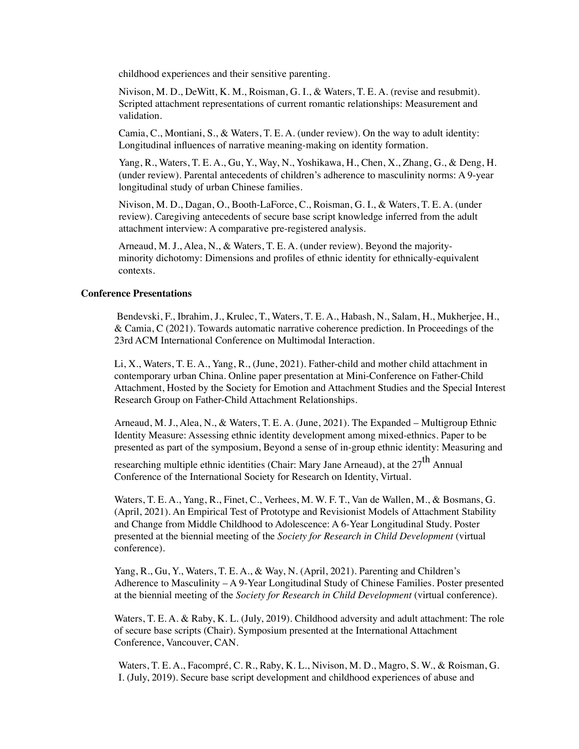childhood experiences and their sensitive parenting.

Nivison, M. D., DeWitt, K. M., Roisman, G. I., & Waters, T. E. A. (revise and resubmit). Scripted attachment representations of current romantic relationships: Measurement and validation.

Camia, C., Montiani, S., & Waters, T. E. A. (under review). On the way to adult identity: Longitudinal influences of narrative meaning-making on identity formation.

Yang, R., Waters, T. E. A., Gu, Y., Way, N., Yoshikawa, H., Chen, X., Zhang, G., & Deng, H. (under review). Parental antecedents of children's adherence to masculinity norms: A 9-year longitudinal study of urban Chinese families.

Nivison, M. D., Dagan, O., Booth-LaForce, C., Roisman, G. I., & Waters, T. E. A. (under review). Caregiving antecedents of secure base script knowledge inferred from the adult attachment interview: A comparative pre-registered analysis.

Arneaud, M. J., Alea, N., & Waters, T. E. A. (under review). Beyond the majority-minority dichotomy: Dimensions and profiles of ethnic identity for ethnically-equivalent contexts.

**Conference Presentations**

Bendevski, F., Ibrahim, J., Krulec, T., Waters, T. E. A., Habash, N., Salam, H., Mukherjee, H., & Camia, C (2021). Towards automatic narrative coherence prediction. In Proceedings of the 23rd ACM International Conference on Multimodal Interaction.

Li, X., Waters, T. E. A., Yang, R., (June, 2021). Father-child and mother child attachment in contemporary urban China. Online paper presentation at Mini-Conference on Father-Child Attachment, Hosted by the Society for Emotion and Attachment Studies and the Special Interest Research Group on Father-Child Attachment Relationships.

Arneaud, M. J., Alea, N., & Waters, T. E. A. (June, 2021). The Expanded – Multigroup Ethnic Identity Measure: Assessing ethnic identity development among mixed-ethnics. Paper to be presented as part of the symposium, Beyond a sense of in-group ethnic identity: Measuring and researching multiple ethnic identities (Chair: Mary Jane Arneaud), at the 27th Annual Conference of the International Society for Research on Identity, Virtual.

Waters, T. E. A., Yang, R., Finet, C., Verhees, M. W. F. T., Van de Wallen, M., & Bosmans, G. (April, 2021). An Empirical Test of Prototype and Revisionist Models of Attachment Stability and Change from Middle Childhood to Adolescence: A 6-Year Longitudinal Study. Poster presented at the biennial meeting of the *Society for Research in Child Development* (virtual conference).

Yang, R., Gu, Y., Waters, T. E. A., & Way, N. (April, 2021). Parenting and Children's Adherence to Masculinity – A 9-Year Longitudinal Study of Chinese Families. Poster presented at the biennial meeting of the *Society for Research in Child Development* (virtual conference).

Waters, T. E. A. & Raby, K. L. (July, 2019). Childhood adversity and adult attachment: The role of secure base scripts (Chair). Symposium presented at the International Attachment Conference, Vancouver, CAN.

Waters, T. E. A., Facompré, C. R., Raby, K. L., Nivison, M. D., Magro, S. W., & Roisman, G. I. (July, 2019). Secure base script development and childhood experiences of abuse and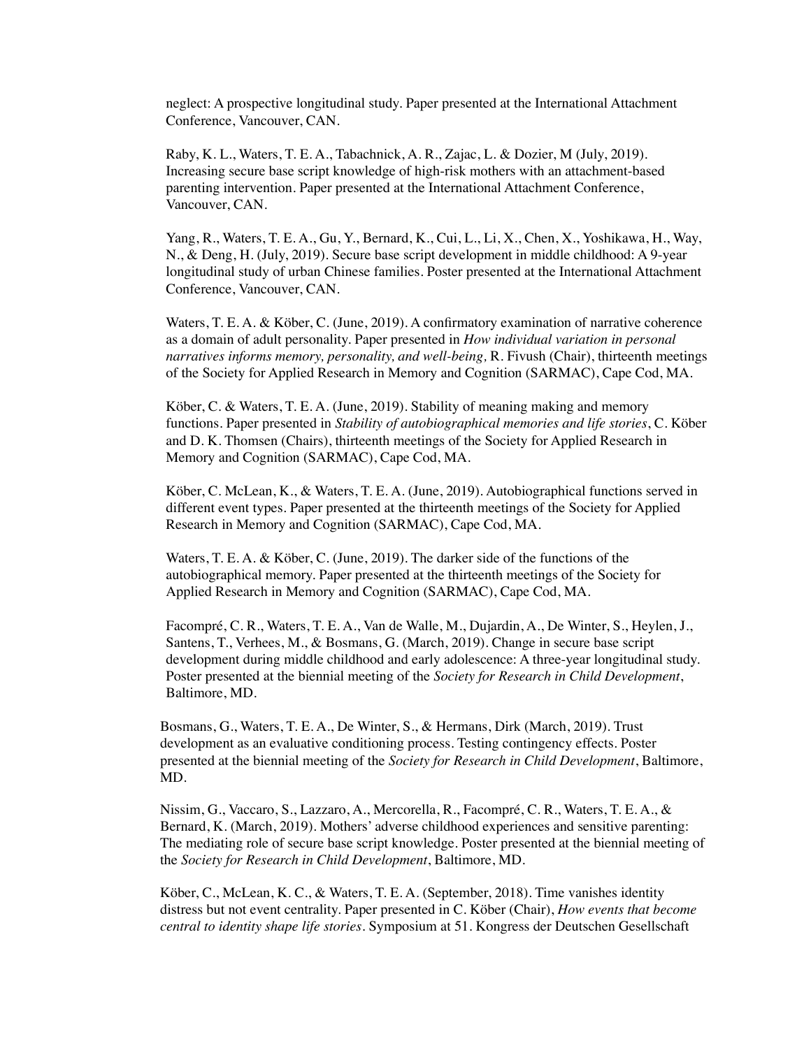neglect: A prospective longitudinal study. Paper presented at the International Attachment Conference, Vancouver, CAN.

Raby, K. L., Waters, T. E. A., Tabachnick, A. R., Zajac, L. & Dozier, M (July, 2019). Increasing secure base script knowledge of high-risk mothers with an attachment-based parenting intervention. Paper presented at the International Attachment Conference, Vancouver, CAN.

Yang, R., Waters, T. E. A., Gu, Y., Bernard, K., Cui, L., Li, X., Chen, X., Yoshikawa, H., Way, N., & Deng, H. (July, 2019). Secure base script development in middle childhood: A 9-year longitudinal study of urban Chinese families. Poster presented at the International Attachment Conference, Vancouver, CAN.

Waters, T. E. A. & Köber, C. (June, 2019). A confirmatory examination of narrative coherence as a domain of adult personality. Paper presented in *How individual variation in personal narratives informs memory, personality, and well-being,* R. Fivush (Chair), thirteenth meetings of the Society for Applied Research in Memory and Cognition (SARMAC), Cape Cod, MA.

Köber, C. & Waters, T. E. A. (June, 2019). Stability of meaning making and memory functions. Paper presented in *Stability of autobiographical memories and life stories*, C. Köber and D. K. Thomsen (Chairs), thirteenth meetings of the Society for Applied Research in Memory and Cognition (SARMAC), Cape Cod, MA.

Köber, C. McLean, K., & Waters, T. E. A. (June, 2019). Autobiographical functions served in different event types. Paper presented at the thirteenth meetings of the Society for Applied Research in Memory and Cognition (SARMAC), Cape Cod, MA.

Waters, T. E. A. & Köber, C. (June, 2019). The darker side of the functions of the autobiographical memory. Paper presented at the thirteenth meetings of the Society for Applied Research in Memory and Cognition (SARMAC), Cape Cod, MA.

Facompré, C. R., Waters, T. E. A., Van de Walle, M., Dujardin, A., De Winter, S., Heylen, J., Santens, T., Verhees, M., & Bosmans, G. (March, 2019). Change in secure base script development during middle childhood and early adolescence: A three-year longitudinal study. Poster presented at the biennial meeting of the *Society for Research in Child Development*, Baltimore, MD.

Bosmans, G., Waters, T. E. A., De Winter, S., & Hermans, Dirk (March, 2019). Trust development as an evaluative conditioning process. Testing contingency effects. Poster presented at the biennial meeting of the *Society for Research in Child Development*, Baltimore, MD.

Nissim, G., Vaccaro, S., Lazzaro, A., Mercorella, R., Facompré, C. R., Waters, T. E. A., & Bernard, K. (March, 2019). Mothers' adverse childhood experiences and sensitive parenting: The mediating role of secure base script knowledge. Poster presented at the biennial meeting of the *Society for Research in Child Development*, Baltimore, MD.

Köber, C., McLean, K. C., & Waters, T. E. A. (September, 2018). Time vanishes identity distress but not event centrality. Paper presented in C. Köber (Chair), *How events that become central to identity shape life stories*. Symposium at 51. Kongress der Deutschen Gesellschaft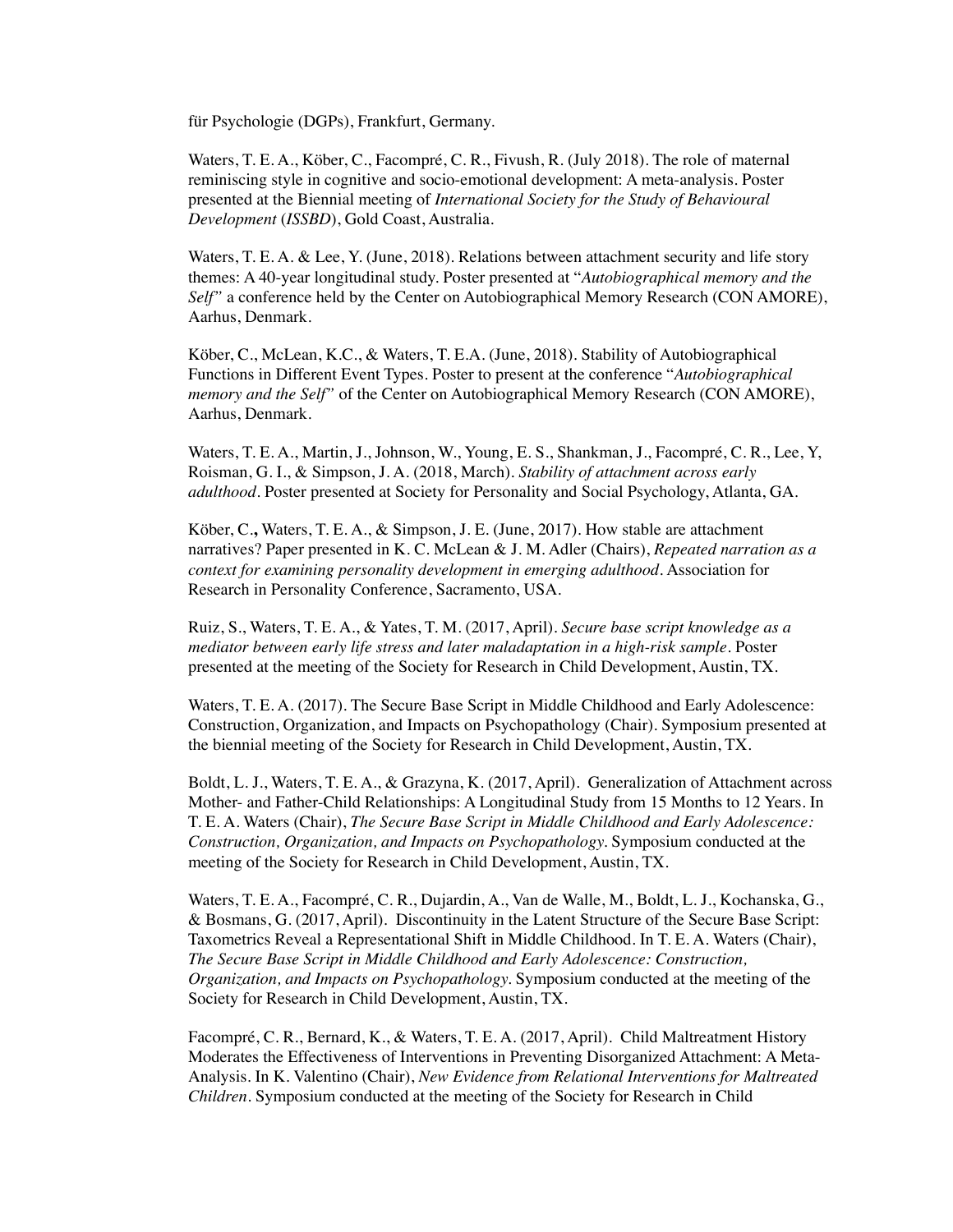für Psychologie (DGPs), Frankfurt, Germany.

Waters, T. E. A., Köber, C., Facompré, C. R., Fivush, R. (July 2018). The role of maternal reminiscing style in cognitive and socio-emotional development: A meta-analysis. Poster presented at the Biennial meeting of *International Society for the Study of Behavioural Development* (*ISSBD*), Gold Coast, Australia.

Waters, T. E. A. & Lee, Y. (June, 2018). Relations between attachment security and life story themes: A 40-year longitudinal study. Poster presented at "*Autobiographical memory and the Self"* a conference held by the Center on Autobiographical Memory Research (CON AMORE), Aarhus, Denmark.

Köber, C., McLean, K.C., & Waters, T. E.A. (June, 2018). Stability of Autobiographical Functions in Different Event Types. Poster to present at the conference "*Autobiographical memory and the Self"* of the Center on Autobiographical Memory Research (CON AMORE), Aarhus, Denmark.

Waters, T. E. A., Martin, J., Johnson, W., Young, E. S., Shankman, J., Facompré, C. R., Lee, Y, Roisman, G. I., & Simpson, J. A. (2018, March). *Stability of attachment across early adulthood*. Poster presented at Society for Personality and Social Psychology, Atlanta, GA.

Köber, C.**,** Waters, T. E. A., & Simpson, J. E. (June, 2017). How stable are attachment narratives? Paper presented in K. C. McLean & J. M. Adler (Chairs), *Repeated narration as a context for examining personality development in emerging adulthood*. Association for Research in Personality Conference, Sacramento, USA.

Ruiz, S., Waters, T. E. A., & Yates, T. M. (2017, April). *Secure base script knowledge as a mediator between early life stress and later maladaptation in a high-risk sample*. Poster presented at the meeting of the Society for Research in Child Development, Austin, TX.

Waters, T. E. A. (2017). The Secure Base Script in Middle Childhood and Early Adolescence: Construction, Organization, and Impacts on Psychopathology (Chair). Symposium presented at the biennial meeting of the Society for Research in Child Development, Austin, TX.

Boldt, L. J., Waters, T. E. A., & Grazyna, K. (2017, April). Generalization of Attachment across Mother- and Father-Child Relationships: A Longitudinal Study from 15 Months to 12 Years. In T. E. A. Waters (Chair), *The Secure Base Script in Middle Childhood and Early Adolescence: Construction, Organization, and Impacts on Psychopathology*. Symposium conducted at the meeting of the Society for Research in Child Development, Austin, TX.

Waters, T. E. A., Facompré, C. R., Dujardin, A., Van de Walle, M., Boldt, L. J., Kochanska, G., & Bosmans, G. (2017, April). Discontinuity in the Latent Structure of the Secure Base Script: Taxometrics Reveal a Representational Shift in Middle Childhood. In T. E. A. Waters (Chair), *The Secure Base Script in Middle Childhood and Early Adolescence: Construction, Organization, and Impacts on Psychopathology*. Symposium conducted at the meeting of the Society for Research in Child Development, Austin, TX.

Facompré, C. R., Bernard, K., & Waters, T. E. A. (2017, April). Child Maltreatment History Moderates the Effectiveness of Interventions in Preventing Disorganized Attachment: A Meta-Analysis. In K. Valentino (Chair), *New Evidence from Relational Interventions for Maltreated Children*. Symposium conducted at the meeting of the Society for Research in Child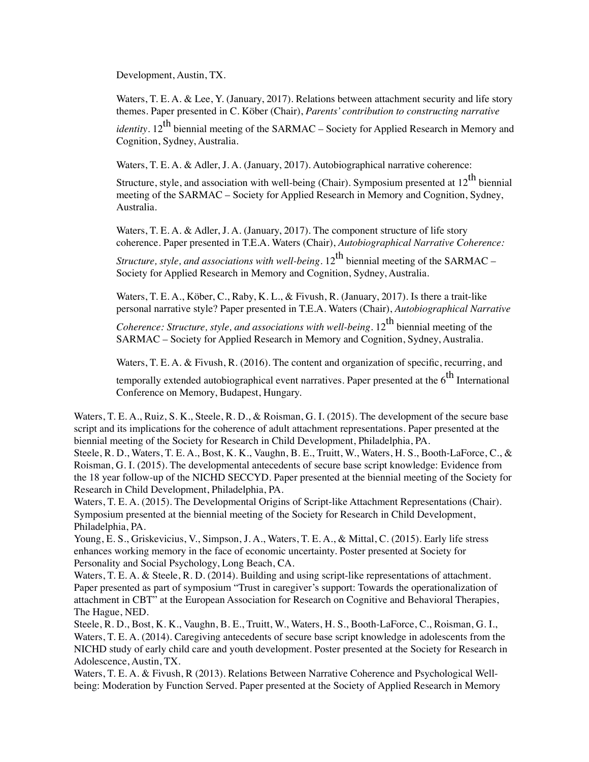Development, Austin, TX.

Waters, T. E. A. & Lee, Y. (January, 2017). Relations between attachment security and life story themes. Paper presented in C. Köber (Chair), *Parents' contribution to constructing narrative identity*. 12th biennial meeting of the SARMAC – Society for Applied Research in Memory and Cognition, Sydney, Australia.

Waters, T. E. A. & Adler, J. A. (January, 2017). Autobiographical narrative coherence: Structure, style, and association with well-being (Chair). Symposium presented at 12th biennial meeting of the SARMAC – Society for Applied Research in Memory and Cognition, Sydney, Australia.

Waters, T. E. A. & Adler, J. A. (January, 2017). The component structure of life story coherence. Paper presented in T.E.A. Waters (Chair), *Autobiographical Narrative Coherence: Structure, style, and associations with well-being*. 12th biennial meeting of the SARMAC – Society for Applied Research in Memory and Cognition, Sydney, Australia.

Waters, T. E. A., Köber, C., Raby, K. L., & Fivush, R. (January, 2017). Is there a trait-like personal narrative style? Paper presented in T.E.A. Waters (Chair), *Autobiographical Narrative Coherence: Structure, style, and associations with well-being*. 12th biennial meeting of the SARMAC – Society for Applied Research in Memory and Cognition, Sydney, Australia.

Waters, T. E. A. & Fivush, R. (2016). The content and organization of specific, recurring, and temporally extended autobiographical event narratives. Paper presented at the 6th International Conference on Memory, Budapest, Hungary.

Waters, T. E. A., Ruiz, S. K., Steele, R. D., & Roisman, G. I. (2015). The development of the secure base script and its implications for the coherence of adult attachment representations. Paper presented at the biennial meeting of the Society for Research in Child Development, Philadelphia, PA.

Steele, R. D., Waters, T. E. A., Bost, K. K., Vaughn, B. E., Truitt, W., Waters, H. S., Booth-LaForce, C., & Roisman, G. I. (2015). The developmental antecedents of secure base script knowledge: Evidence from the 18 year follow-up of the NICHD SECCYD. Paper presented at the biennial meeting of the Society for Research in Child Development, Philadelphia, PA.

Waters, T. E. A. (2015). The Developmental Origins of Script-like Attachment Representations (Chair). Symposium presented at the biennial meeting of the Society for Research in Child Development, Philadelphia, PA.

Young, E. S., Griskevicius, V., Simpson, J. A., Waters, T. E. A., & Mittal, C. (2015). Early life stress enhances working memory in the face of economic uncertainty. Poster presented at Society for Personality and Social Psychology, Long Beach, CA.

Waters, T. E. A. & Steele, R. D. (2014). Building and using script-like representations of attachment. Paper presented as part of symposium "Trust in caregiver's support: Towards the operationalization of attachment in CBT" at the European Association for Research on Cognitive and Behavioral Therapies, The Hague, NED.

Steele, R. D., Bost, K. K., Vaughn, B. E., Truitt, W., Waters, H. S., Booth-LaForce, C., Roisman, G. I., Waters, T. E. A. (2014). Caregiving antecedents of secure base script knowledge in adolescents from the NICHD study of early child care and youth development. Poster presented at the Society for Research in Adolescence, Austin, TX.

Waters, T. E. A. & Fivush, R (2013). Relations Between Narrative Coherence and Psychological Well-being: Moderation by Function Served. Paper presented at the Society of Applied Research in Memory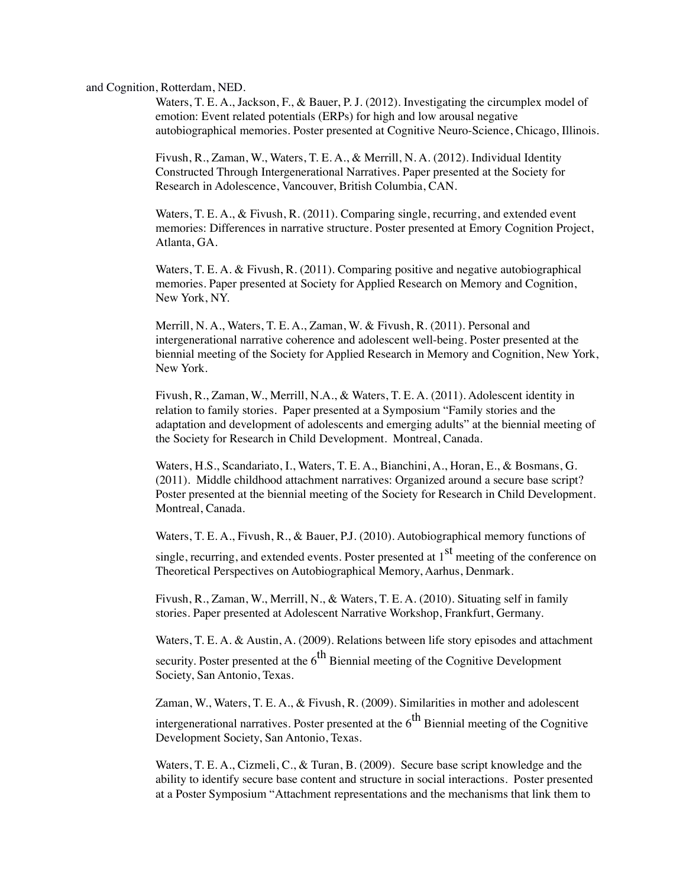and Cognition, Rotterdam, NED.

Waters, T. E. A., Jackson, F., & Bauer, P. J. (2012). Investigating the circumplex model of emotion: Event related potentials (ERPs) for high and low arousal negative autobiographical memories. Poster presented at Cognitive Neuro-Science, Chicago, Illinois.

Fivush, R., Zaman, W., Waters, T. E. A., & Merrill, N. A. (2012). Individual Identity Constructed Through Intergenerational Narratives. Paper presented at the Society for Research in Adolescence, Vancouver, British Columbia, CAN.

Waters, T. E. A., & Fivush, R. (2011). Comparing single, recurring, and extended event memories: Differences in narrative structure. Poster presented at Emory Cognition Project, Atlanta, GA.

Waters, T. E. A. & Fivush, R. (2011). Comparing positive and negative autobiographical memories. Paper presented at Society for Applied Research on Memory and Cognition, New York, NY.

Merrill, N. A., Waters, T. E. A., Zaman, W. & Fivush, R. (2011). Personal and intergenerational narrative coherence and adolescent well-being. Poster presented at the biennial meeting of the Society for Applied Research in Memory and Cognition, New York, New York.

Fivush, R., Zaman, W., Merrill, N.A., & Waters, T. E. A. (2011). Adolescent identity in relation to family stories. Paper presented at a Symposium "Family stories and the adaptation and development of adolescents and emerging adults" at the biennial meeting of the Society for Research in Child Development. Montreal, Canada.

Waters, H.S., Scandariato, I., Waters, T. E. A., Bianchini, A., Horan, E., & Bosmans, G. (2011). Middle childhood attachment narratives: Organized around a secure base script? Poster presented at the biennial meeting of the Society for Research in Child Development. Montreal, Canada.

Waters, T. E. A., Fivush, R., & Bauer, P.J. (2010). Autobiographical memory functions of single, recurring, and extended events. Poster presented at 1st meeting of the conference on Theoretical Perspectives on Autobiographical Memory, Aarhus, Denmark.

Fivush, R., Zaman, W., Merrill, N., & Waters, T. E. A. (2010). Situating self in family stories. Paper presented at Adolescent Narrative Workshop, Frankfurt, Germany.

Waters, T. E. A. & Austin, A. (2009). Relations between life story episodes and attachment security. Poster presented at the 6th Biennial meeting of the Cognitive Development Society, San Antonio, Texas.

Zaman, W., Waters, T. E. A., & Fivush, R. (2009). Similarities in mother and adolescent intergenerational narratives. Poster presented at the 6th Biennial meeting of the Cognitive Development Society, San Antonio, Texas.

Waters, T. E. A., Cizmeli, C., & Turan, B. (2009). Secure base script knowledge and the ability to identify secure base content and structure in social interactions. Poster presented at a Poster Symposium "Attachment representations and the mechanisms that link them to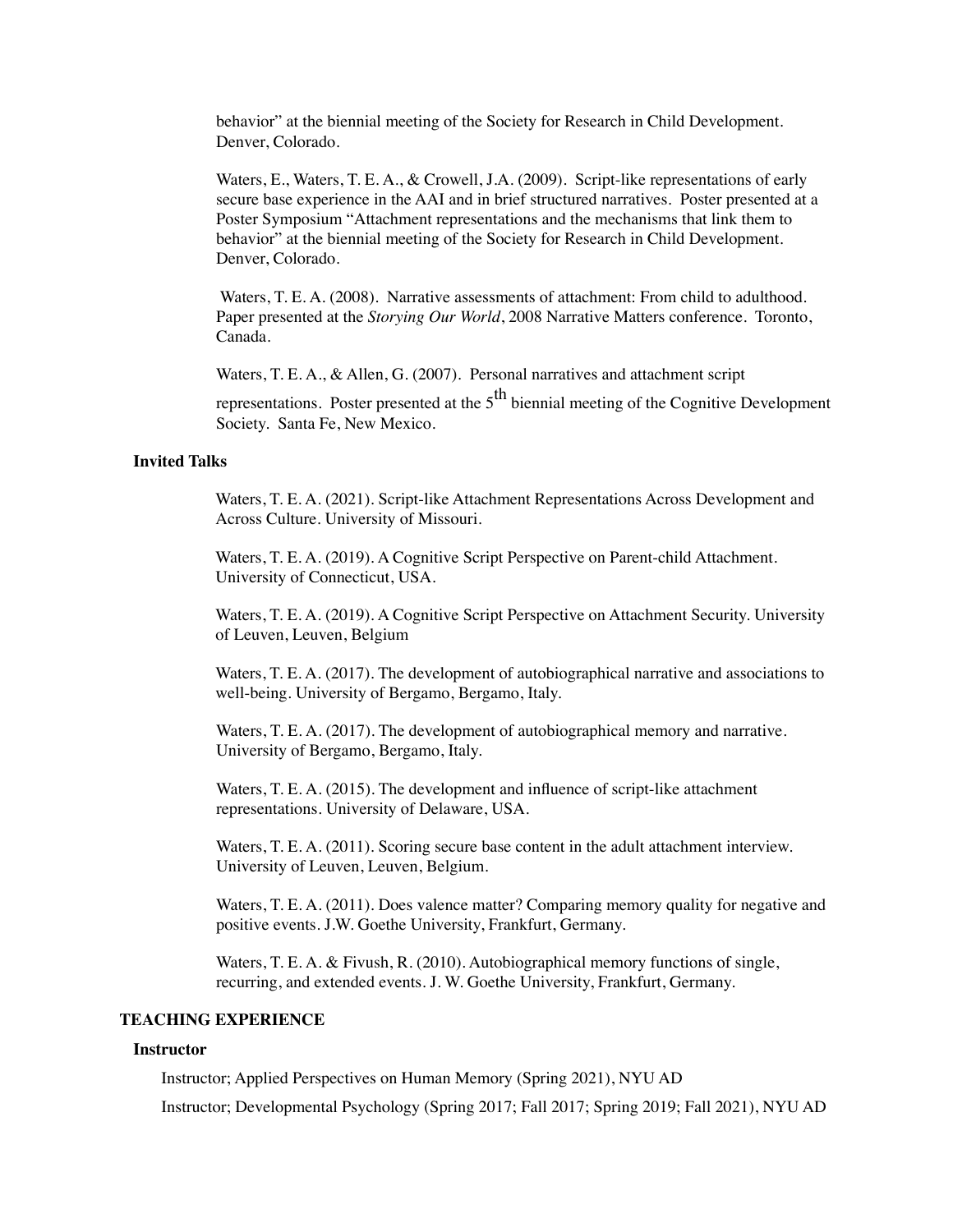behavior" at the biennial meeting of the Society for Research in Child Development. Denver, Colorado.

Waters, E., Waters, T. E. A., & Crowell, J.A. (2009). Script-like representations of early secure base experience in the AAI and in brief structured narratives. Poster presented at a Poster Symposium "Attachment representations and the mechanisms that link them to behavior" at the biennial meeting of the Society for Research in Child Development. Denver, Colorado.

Waters, T. E. A. (2008). Narrative assessments of attachment: From child to adulthood. Paper presented at the *Storying Our World*, 2008 Narrative Matters conference. Toronto, Canada.

Waters, T. E. A., & Allen, G. (2007). Personal narratives and attachment script representations. Poster presented at the 5th biennial meeting of the Cognitive Development Society. Santa Fe, New Mexico.

### Invited Talks

Waters, T. E. A. (2021). Script-like Attachment Representations Across Development and Across Culture. University of Missouri.

Waters, T. E. A. (2019). A Cognitive Script Perspective on Parent-child Attachment. University of Connecticut, USA.

Waters, T. E. A. (2019). A Cognitive Script Perspective on Attachment Security. University of Leuven, Leuven, Belgium

Waters, T. E. A. (2017). The development of autobiographical narrative and associations to well-being. University of Bergamo, Bergamo, Italy.

Waters, T. E. A. (2017). The development of autobiographical memory and narrative. University of Bergamo, Bergamo, Italy.

Waters, T. E. A. (2015). The development and influence of script-like attachment representations. University of Delaware, USA.

Waters, T. E. A. (2011). Scoring secure base content in the adult attachment interview. University of Leuven, Leuven, Belgium.

Waters, T. E. A. (2011). Does valence matter? Comparing memory quality for negative and positive events. J.W. Goethe University, Frankfurt, Germany.

Waters, T. E. A. & Fivush, R. (2010). Autobiographical memory functions of single, recurring, and extended events. J. W. Goethe University, Frankfurt, Germany.

## TEACHING EXPERIENCE

### Instructor

Instructor; Applied Perspectives on Human Memory (Spring 2021), NYU AD

Instructor; Developmental Psychology (Spring 2017; Fall 2017; Spring 2019; Fall 2021), NYU AD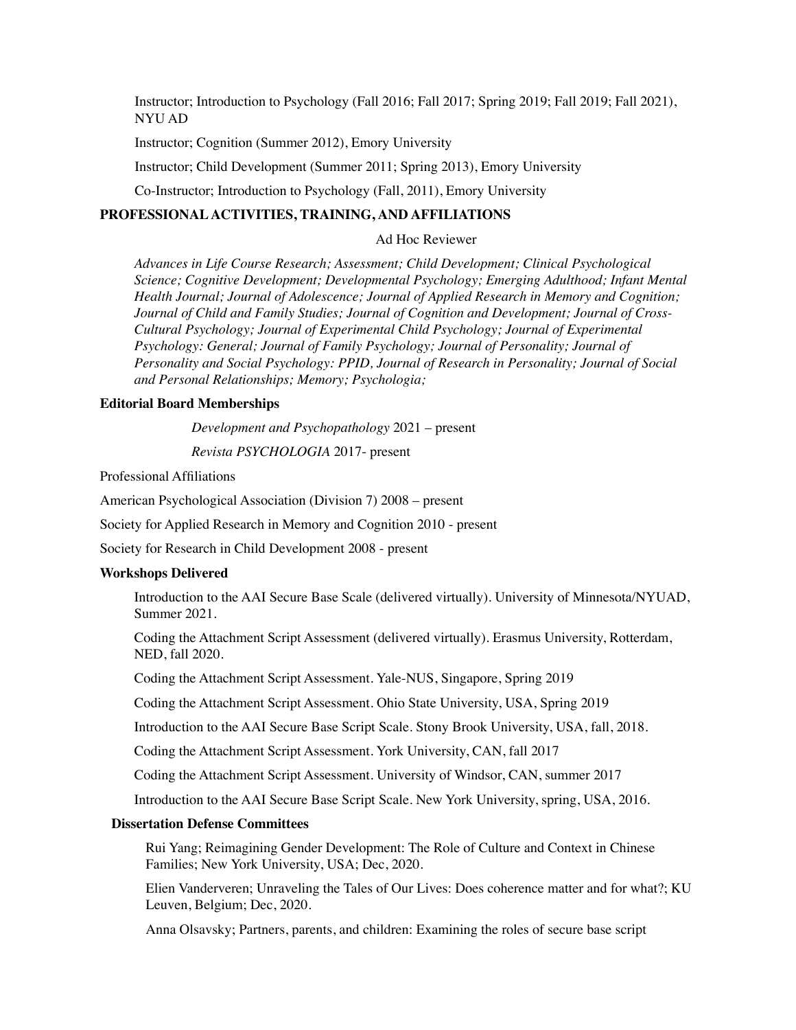Instructor; Introduction to Psychology (Fall 2016; Fall 2017; Spring 2019; Fall 2019; Fall 2021), NYU AD

Instructor; Cognition (Summer 2012), Emory University

Instructor; Child Development (Summer 2011; Spring 2013), Emory University

Co-Instructor; Introduction to Psychology (Fall, 2011), Emory University

**PROFESSIONAL ACTIVITIES, TRAINING, AND AFFILIATIONS**

Ad Hoc Reviewer

*Advances in Life Course Research; Assessment; Child Development; Clinical Psychological Science; Cognitive Development; Developmental Psychology; Emerging Adulthood; Infant Mental Health Journal; Journal of Adolescence; Journal of Applied Research in Memory and Cognition; Journal of Child and Family Studies; Journal of Cognition and Development; Journal of Cross-Cultural Psychology; Journal of Experimental Child Psychology; Journal of Experimental Psychology: General; Journal of Family Psychology; Journal of Personality; Journal of Personality and Social Psychology: PPID, Journal of Research in Personality; Journal of Social and Personal Relationships; Memory; Psychologia;*

**Editorial Board Memberships**

*Development and Psychopathology* 2021 – present

*Revista PSYCHOLOGIA* 2017- present

Professional Affiliations

American Psychological Association (Division 7) 2008 – present

Society for Applied Research in Memory and Cognition 2010 - present

Society for Research in Child Development 2008 - present

**Workshops Delivered**

Introduction to the AAI Secure Base Scale (delivered virtually). University of Minnesota/NYUAD, Summer 2021.

Coding the Attachment Script Assessment (delivered virtually). Erasmus University, Rotterdam, NED, fall 2020.

Coding the Attachment Script Assessment. Yale-NUS, Singapore, Spring 2019

Coding the Attachment Script Assessment. Ohio State University, USA, Spring 2019

Introduction to the AAI Secure Base Script Scale. Stony Brook University, USA, fall, 2018.

Coding the Attachment Script Assessment. York University, CAN, fall 2017

Coding the Attachment Script Assessment. University of Windsor, CAN, summer 2017

Introduction to the AAI Secure Base Script Scale. New York University, spring, USA, 2016.

**Dissertation Defense Committees**

Rui Yang; Reimagining Gender Development: The Role of Culture and Context in Chinese Families; New York University, USA; Dec, 2020.

Elien Vanderveren; Unraveling the Tales of Our Lives: Does coherence matter and for what?; KU Leuven, Belgium; Dec, 2020.

Anna Olsavsky; Partners, parents, and children: Examining the roles of secure base script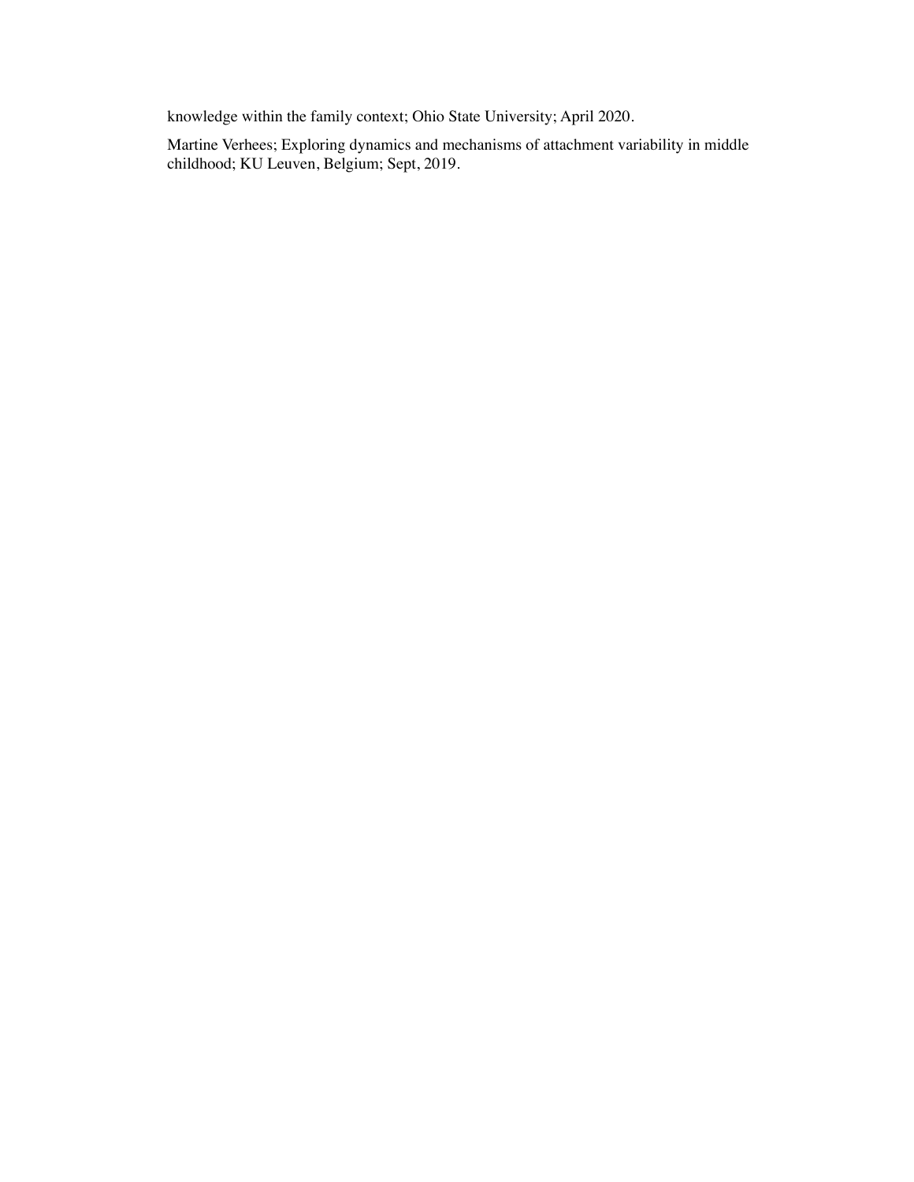knowledge within the family context; Ohio State University; April 2020.

Martine Verhees; Exploring dynamics and mechanisms of attachment variability in middle childhood; KU Leuven, Belgium; Sept, 2019.